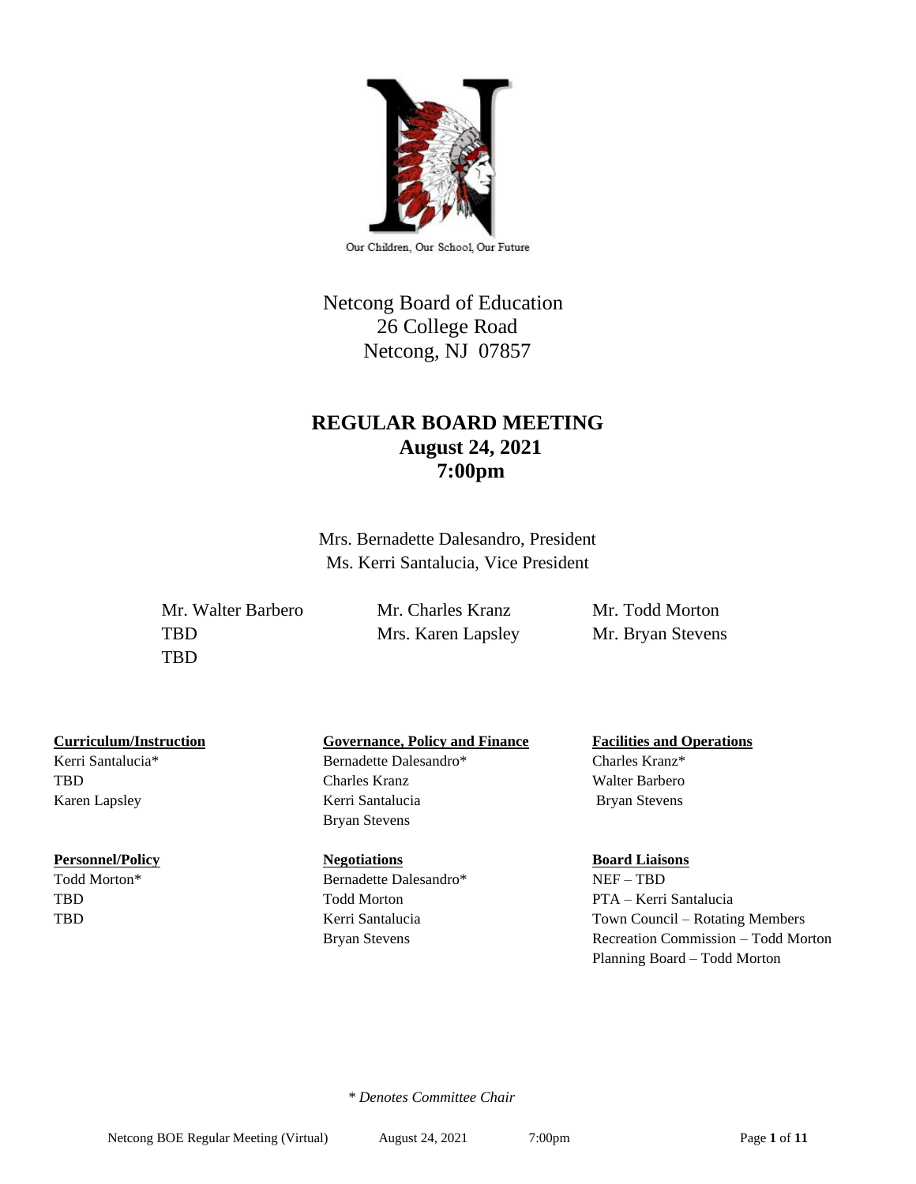Our Children, Our School, Our Future

Netcong Board of Education
26 College Road
Netcong, NJ 07857

# REGULAR BOARD MEETING
## August 24, 2021
## 7:00pm

Mrs. Bernadette Dalesandro, President
Ms. Kerri Santalucia, Vice President

| | | |
|---|---|---|
| Mr. Walter Barbero | Mr. Charles Kranz | Mr. Todd Morton |
| TBD | Mrs. Karen Lapsley | Mr. Bryan Stevens |
| TBD | | |

**Curriculum/Instruction**
Kerri Santalucia*
TBD
Karen Lapsley

**Governance, Policy and Finance**
Bernadette Dalesandro*
Charles Kranz
Kerri Santalucia
Bryan Stevens

**Facilities and Operations**
Charles Kranz*
Walter Barbero
Bryan Stevens

**Personnel/Policy**
Todd Morton*
TBD
TBD

**Negotiations**
Bernadette Dalesandro*
Todd Morton
Kerri Santalucia
Bryan Stevens

**Board Liaisons**
NEF – TBD
PTA – Kerri Santalucia
Town Council – Rotating Members
Recreation Commission – Todd Morton
Planning Board – Todd Morton

*\* Denotes Committee Chair*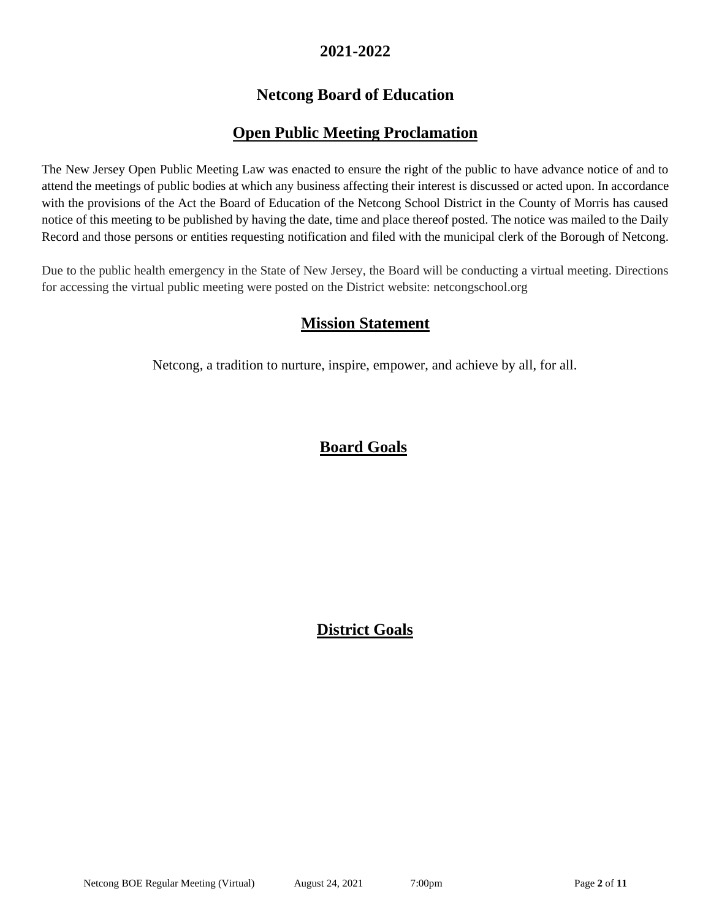## 2021-2022

## Netcong Board of Education

## Open Public Meeting Proclamation

The New Jersey Open Public Meeting Law was enacted to ensure the right of the public to have advance notice of and to attend the meetings of public bodies at which any business affecting their interest is discussed or acted upon. In accordance with the provisions of the Act the Board of Education of the Netcong School District in the County of Morris has caused notice of this meeting to be published by having the date, time and place thereof posted. The notice was mailed to the Daily Record and those persons or entities requesting notification and filed with the municipal clerk of the Borough of Netcong.

Due to the public health emergency in the State of New Jersey, the Board will be conducting a virtual meeting. Directions for accessing the virtual public meeting were posted on the District website: netcongschool.org

## Mission Statement

Netcong, a tradition to nurture, inspire, empower, and achieve by all, for all.

## Board Goals

## District Goals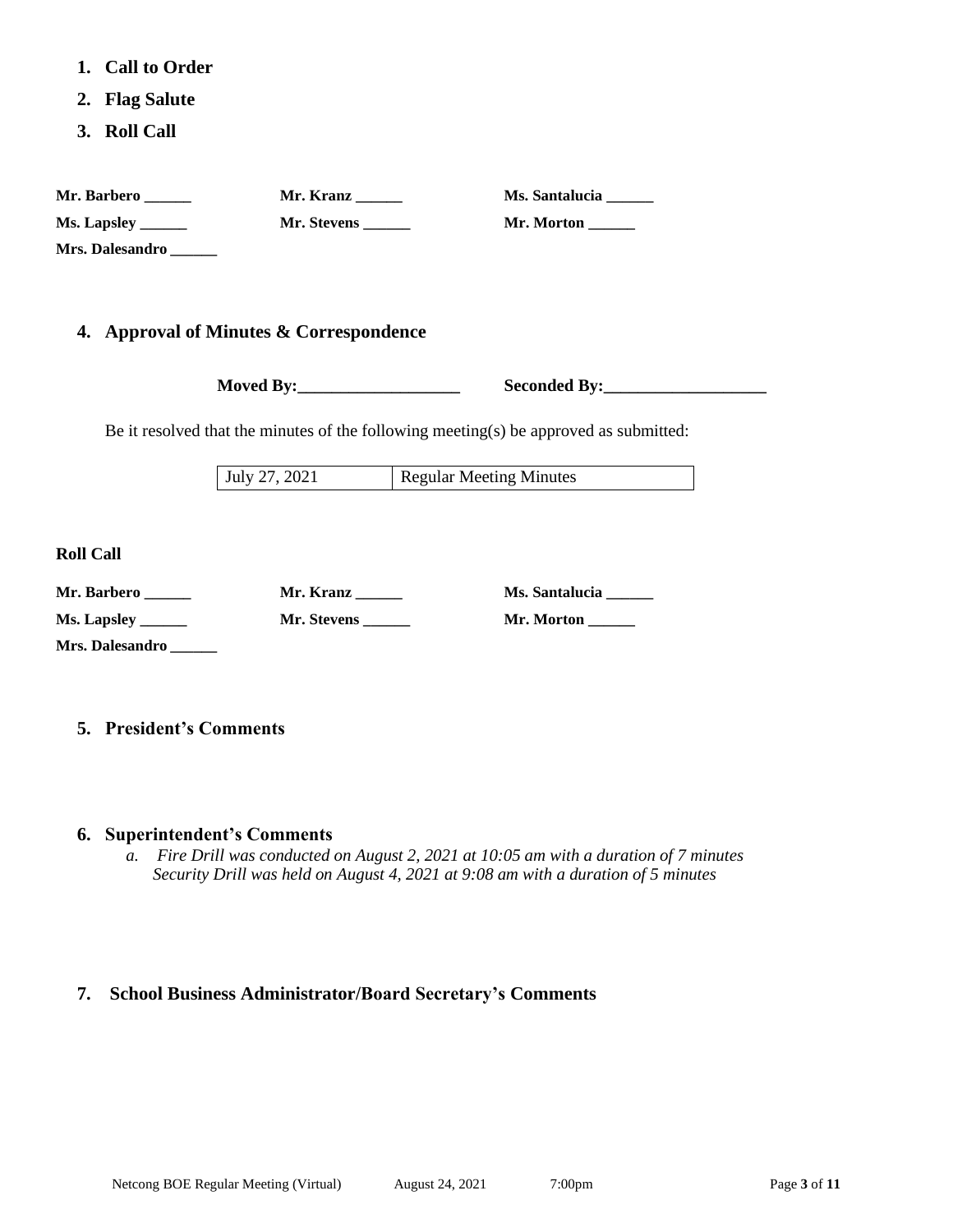1. **Call to Order**
2. **Flag Salute**
3. **Roll Call**

**Mr. Barbero ______** **Mr. Kranz ______** **Ms. Santalucia ______**
**Ms. Lapsley ______** **Mr. Stevens ______** **Mr. Morton ______**
**Mrs. Dalesandro ______**

4. **Approval of Minutes & Correspondence**

**Moved By:___________________** **Seconded By:___________________**

Be it resolved that the minutes of the following meeting(s) be approved as submitted:

| July 27, 2021 | Regular Meeting Minutes |
|---|---|

**Roll Call**

**Mr. Barbero ______** **Mr. Kranz ______** **Ms. Santalucia ______**
**Ms. Lapsley ______** **Mr. Stevens ______** **Mr. Morton ______**
**Mrs. Dalesandro ______**

5. **President's Comments**

6. **Superintendent's Comments**
   a. *Fire Drill was conducted on August 2, 2021 at 10:05 am with a duration of 7 minutes*
   *Security Drill was held on August 4, 2021 at 9:08 am with a duration of 5 minutes*

7. **School Business Administrator/Board Secretary's Comments**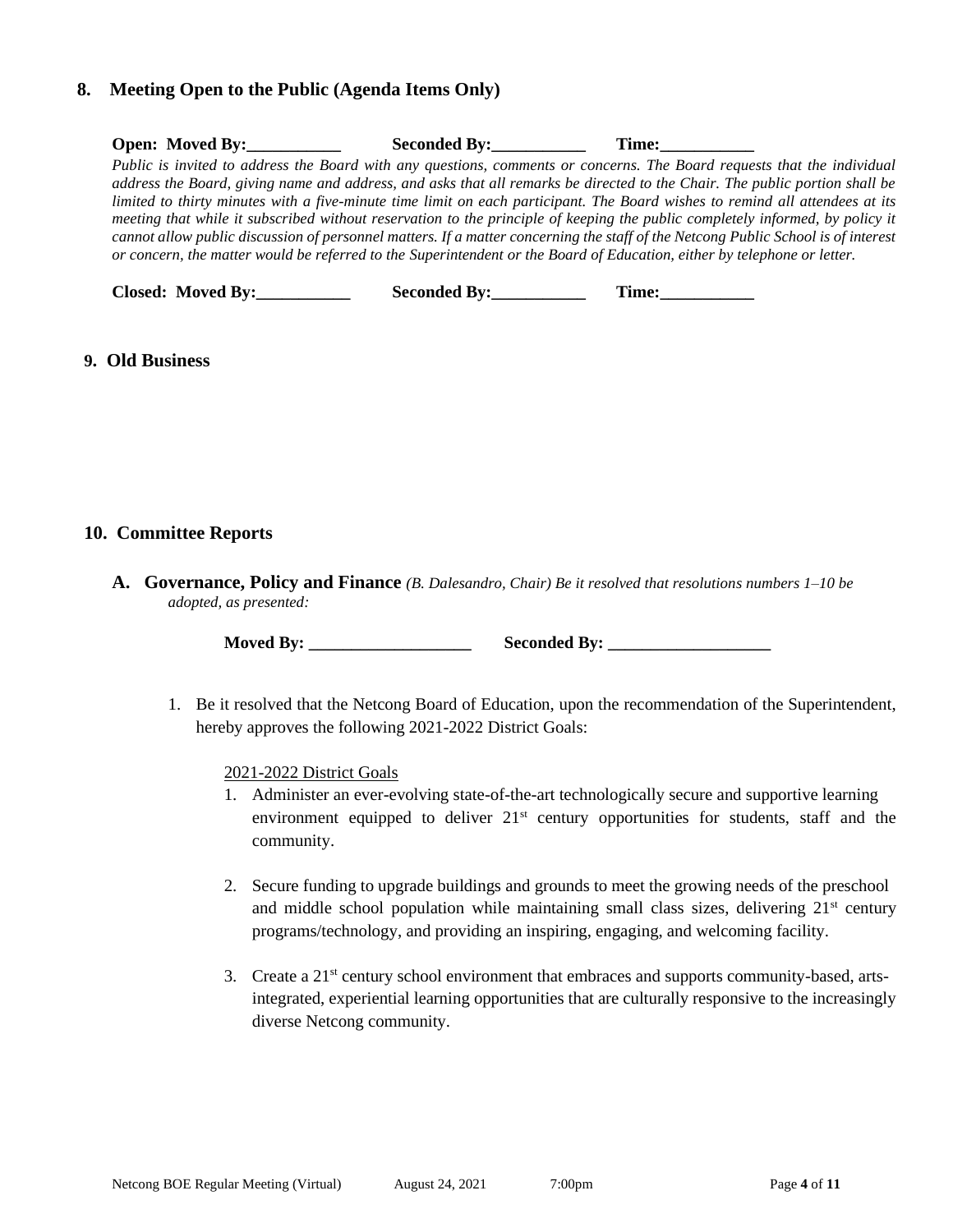## 8. Meeting Open to the Public (Agenda Items Only)

**Open: Moved By:___________ Seconded By:___________ Time:___________**

*Public is invited to address the Board with any questions, comments or concerns. The Board requests that the individual address the Board, giving name and address, and asks that all remarks be directed to the Chair. The public portion shall be limited to thirty minutes with a five-minute time limit on each participant. The Board wishes to remind all attendees at its meeting that while it subscribed without reservation to the principle of keeping the public completely informed, by policy it cannot allow public discussion of personnel matters. If a matter concerning the staff of the Netcong Public School is of interest or concern, the matter would be referred to the Superintendent or the Board of Education, either by telephone or letter.*

**Closed: Moved By:___________ Seconded By:___________ Time:___________**

## 9. Old Business

## 10. Committee Reports

### A. Governance, Policy and Finance *(B. Dalesandro, Chair) Be it resolved that resolutions numbers 1–10 be adopted, as presented:*

**Moved By: ___________________ Seconded By: ___________________**

1. Be it resolved that the Netcong Board of Education, upon the recommendation of the Superintendent, hereby approves the following 2021-2022 District Goals:

   2021-2022 District Goals

   1. Administer an ever-evolving state-of-the-art technologically secure and supportive learning environment equipped to deliver 21st century opportunities for students, staff and the community.

   2. Secure funding to upgrade buildings and grounds to meet the growing needs of the preschool and middle school population while maintaining small class sizes, delivering 21st century programs/technology, and providing an inspiring, engaging, and welcoming facility.

   3. Create a 21st century school environment that embraces and supports community-based, arts-integrated, experiential learning opportunities that are culturally responsive to the increasingly diverse Netcong community.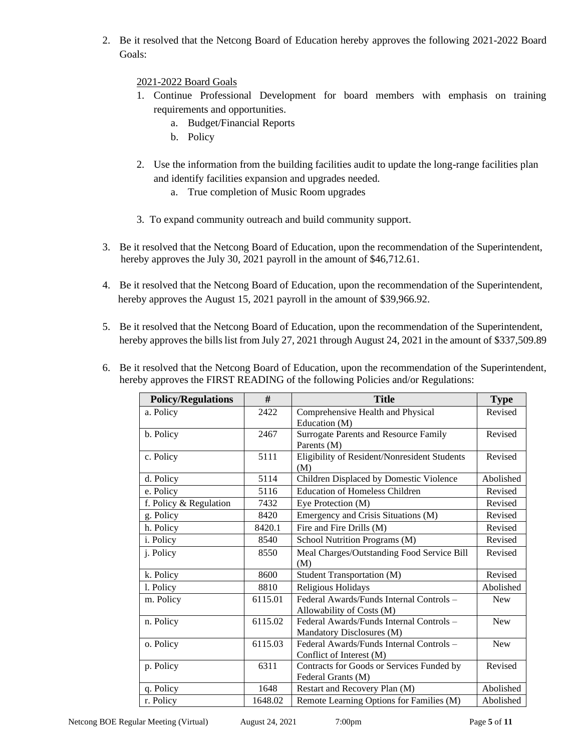2. Be it resolved that the Netcong Board of Education hereby approves the following 2021-2022 Board Goals:

   2021-2022 Board Goals

   1. Continue Professional Development for board members with emphasis on training requirements and opportunities.
      a. Budget/Financial Reports
      b. Policy

   2. Use the information from the building facilities audit to update the long-range facilities plan and identify facilities expansion and upgrades needed.
      a. True completion of Music Room upgrades

   3. To expand community outreach and build community support.

3. Be it resolved that the Netcong Board of Education, upon the recommendation of the Superintendent, hereby approves the July 30, 2021 payroll in the amount of $46,712.61.

4. Be it resolved that the Netcong Board of Education, upon the recommendation of the Superintendent, hereby approves the August 15, 2021 payroll in the amount of $39,966.92.

5. Be it resolved that the Netcong Board of Education, upon the recommendation of the Superintendent, hereby approves the bills list from July 27, 2021 through August 24, 2021 in the amount of $337,509.89

6. Be it resolved that the Netcong Board of Education, upon the recommendation of the Superintendent, hereby approves the FIRST READING of the following Policies and/or Regulations:

| Policy/Regulations | # | Title | Type |
|---|---|---|---|
| a. Policy | 2422 | Comprehensive Health and Physical Education (M) | Revised |
| b. Policy | 2467 | Surrogate Parents and Resource Family Parents (M) | Revised |
| c. Policy | 5111 | Eligibility of Resident/Nonresident Students (M) | Revised |
| d. Policy | 5114 | Children Displaced by Domestic Violence | Abolished |
| e. Policy | 5116 | Education of Homeless Children | Revised |
| f. Policy & Regulation | 7432 | Eye Protection (M) | Revised |
| g. Policy | 8420 | Emergency and Crisis Situations (M) | Revised |
| h. Policy | 8420.1 | Fire and Fire Drills (M) | Revised |
| i. Policy | 8540 | School Nutrition Programs (M) | Revised |
| j. Policy | 8550 | Meal Charges/Outstanding Food Service Bill (M) | Revised |
| k. Policy | 8600 | Student Transportation (M) | Revised |
| l. Policy | 8810 | Religious Holidays | Abolished |
| m. Policy | 6115.01 | Federal Awards/Funds Internal Controls – Allowability of Costs (M) | New |
| n. Policy | 6115.02 | Federal Awards/Funds Internal Controls – Mandatory Disclosures (M) | New |
| o. Policy | 6115.03 | Federal Awards/Funds Internal Controls – Conflict of Interest (M) | New |
| p. Policy | 6311 | Contracts for Goods or Services Funded by Federal Grants (M) | Revised |
| q. Policy | 1648 | Restart and Recovery Plan (M) | Abolished |
| r. Policy | 1648.02 | Remote Learning Options for Families (M) | Abolished |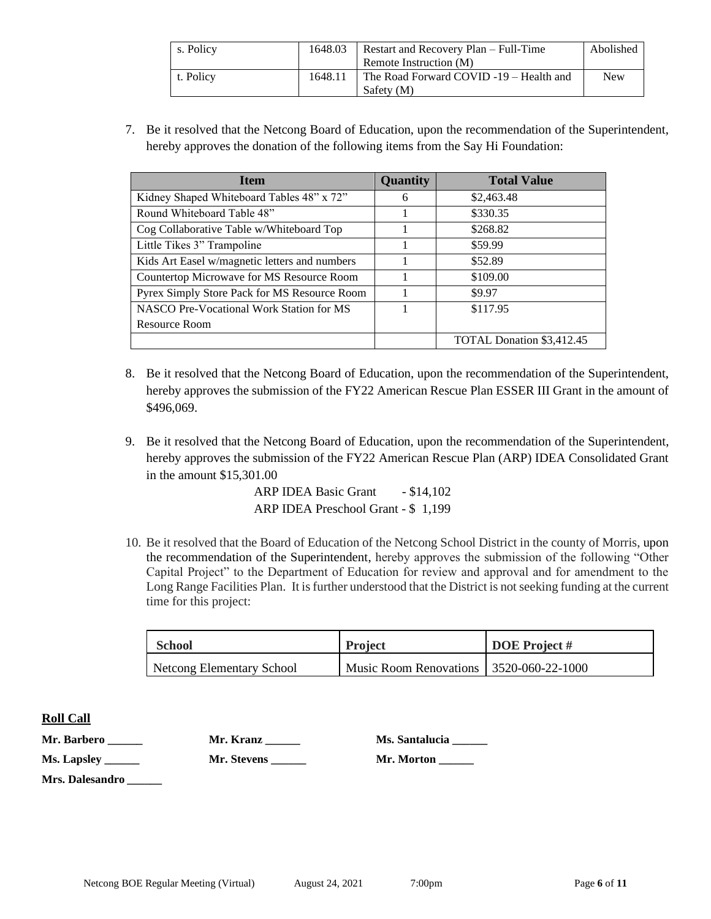| s. Policy | 1648.03 | Restart and Recovery Plan – Full-Time Remote Instruction (M) | Abolished |
|---|---|---|---|
| t. Policy | 1648.11 | The Road Forward COVID -19 – Health and Safety (M) | New |

7. Be it resolved that the Netcong Board of Education, upon the recommendation of the Superintendent, hereby approves the donation of the following items from the Say Hi Foundation:

| Item | Quantity | Total Value |
|---|---|---|
| Kidney Shaped Whiteboard Tables 48" x 72" | 6 | $2,463.48 |
| Round Whiteboard Table 48" | 1 | $330.35 |
| Cog Collaborative Table w/Whiteboard Top | 1 | $268.82 |
| Little Tikes 3" Trampoline | 1 | $59.99 |
| Kids Art Easel w/magnetic letters and numbers | 1 | $52.89 |
| Countertop Microwave for MS Resource Room | 1 | $109.00 |
| Pyrex Simply Store Pack for MS Resource Room | 1 | $9.97 |
| NASCO Pre-Vocational Work Station for MS Resource Room | 1 | $117.95 |
| | | TOTAL Donation $3,412.45 |

8. Be it resolved that the Netcong Board of Education, upon the recommendation of the Superintendent, hereby approves the submission of the FY22 American Rescue Plan ESSER III Grant in the amount of $496,069.

9. Be it resolved that the Netcong Board of Education, upon the recommendation of the Superintendent, hereby approves the submission of the FY22 American Rescue Plan (ARP) IDEA Consolidated Grant in the amount $15,301.00

   ARP IDEA Basic Grant - $14,102
   ARP IDEA Preschool Grant - $ 1,199

10. Be it resolved that the Board of Education of the Netcong School District in the county of Morris, upon the recommendation of the Superintendent, hereby approves the submission of the following "Other Capital Project" to the Department of Education for review and approval and for amendment to the Long Range Facilities Plan. It is further understood that the District is not seeking funding at the current time for this project:

| School | Project | DOE Project # |
|---|---|---|
| Netcong Elementary School | Music Room Renovations | 3520-060-22-1000 |

**Roll Call**

**Mr. Barbero ______** **Mr. Kranz ______** **Ms. Santalucia ______**

**Ms. Lapsley ______** **Mr. Stevens ______** **Mr. Morton ______**

**Mrs. Dalesandro ______**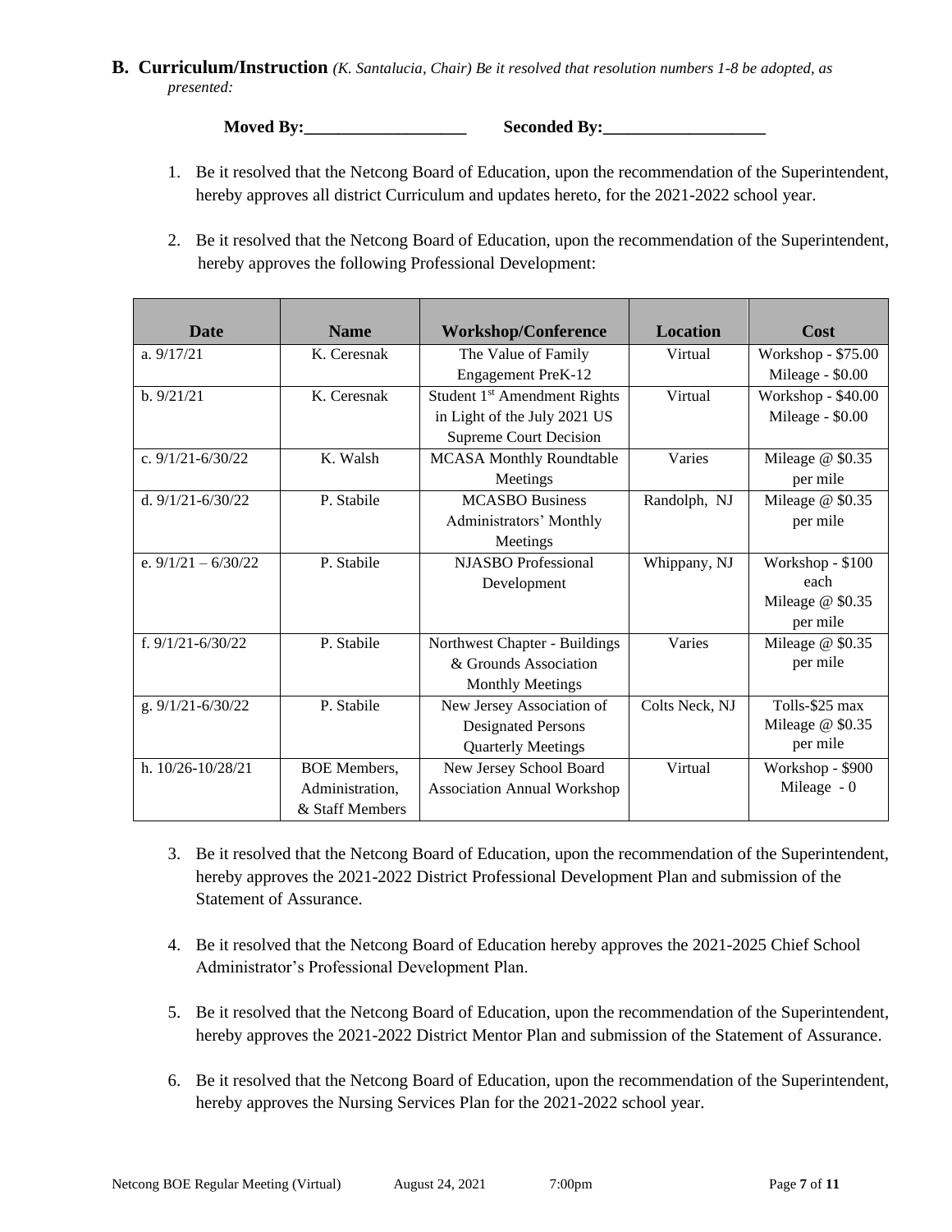**B. Curriculum/Instruction** *(K. Santalucia, Chair) Be it resolved that resolution numbers 1-8 be adopted, as presented:*

**Moved By:___________________ Seconded By:___________________**

1. Be it resolved that the Netcong Board of Education, upon the recommendation of the Superintendent, hereby approves all district Curriculum and updates hereto, for the 2021-2022 school year.

2. Be it resolved that the Netcong Board of Education, upon the recommendation of the Superintendent, hereby approves the following Professional Development:

| Date | Name | Workshop/Conference | Location | Cost |
|---|---|---|---|---|
| a. 9/17/21 | K. Ceresnak | The Value of Family Engagement PreK-12 | Virtual | Workshop - $75.00 Mileage - $0.00 |
| b. 9/21/21 | K. Ceresnak | Student 1st Amendment Rights in Light of the July 2021 US Supreme Court Decision | Virtual | Workshop - $40.00 Mileage - $0.00 |
| c. 9/1/21-6/30/22 | K. Walsh | MCASA Monthly Roundtable Meetings | Varies | Mileage @ $0.35 per mile |
| d. 9/1/21-6/30/22 | P. Stabile | MCASBO Business Administrators' Monthly Meetings | Randolph, NJ | Mileage @ $0.35 per mile |
| e. 9/1/21 – 6/30/22 | P. Stabile | NJASBO Professional Development | Whippany, NJ | Workshop - $100 each Mileage @ $0.35 per mile |
| f. 9/1/21-6/30/22 | P. Stabile | Northwest Chapter - Buildings & Grounds Association Monthly Meetings | Varies | Mileage @ $0.35 per mile |
| g. 9/1/21-6/30/22 | P. Stabile | New Jersey Association of Designated Persons Quarterly Meetings | Colts Neck, NJ | Tolls-$25 max Mileage @ $0.35 per mile |
| h. 10/26-10/28/21 | BOE Members, Administration, & Staff Members | New Jersey School Board Association Annual Workshop | Virtual | Workshop - $900 Mileage - 0 |

3. Be it resolved that the Netcong Board of Education, upon the recommendation of the Superintendent, hereby approves the 2021-2022 District Professional Development Plan and submission of the Statement of Assurance.

4. Be it resolved that the Netcong Board of Education hereby approves the 2021-2025 Chief School Administrator's Professional Development Plan.

5. Be it resolved that the Netcong Board of Education, upon the recommendation of the Superintendent, hereby approves the 2021-2022 District Mentor Plan and submission of the Statement of Assurance.

6. Be it resolved that the Netcong Board of Education, upon the recommendation of the Superintendent, hereby approves the Nursing Services Plan for the 2021-2022 school year.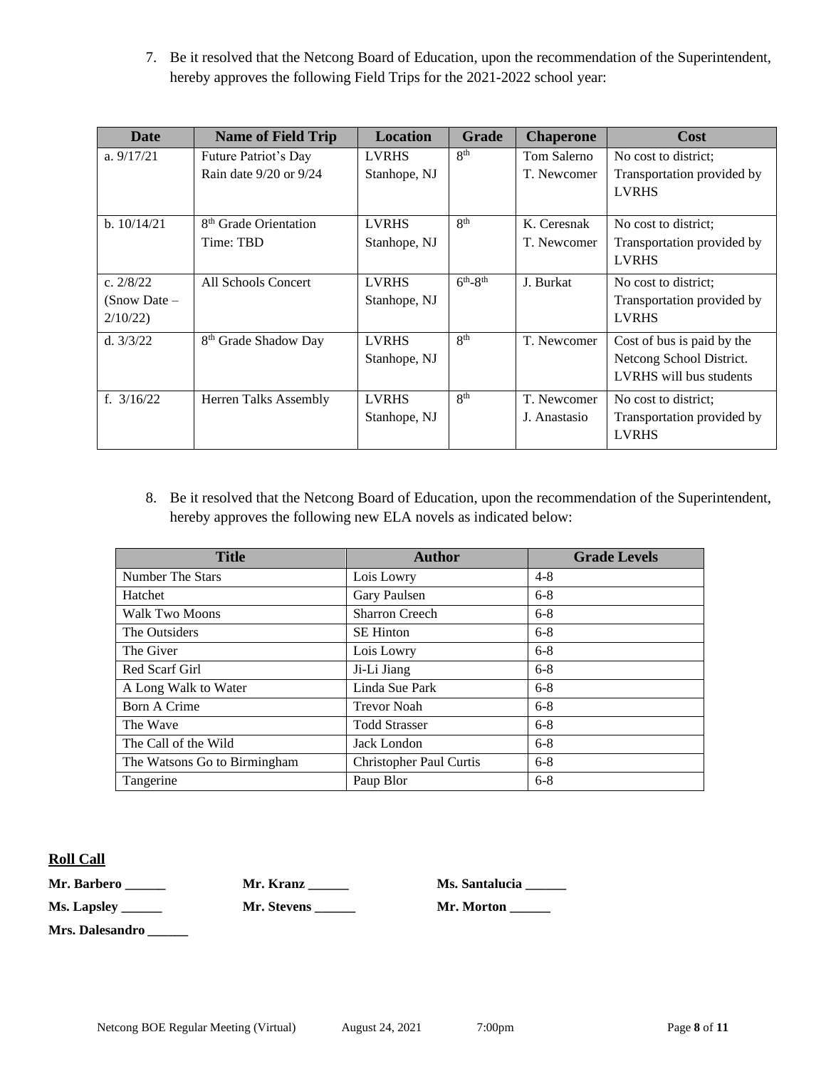7. Be it resolved that the Netcong Board of Education, upon the recommendation of the Superintendent, hereby approves the following Field Trips for the 2021-2022 school year:

| Date | Name of Field Trip | Location | Grade | Chaperone | Cost |
|---|---|---|---|---|---|
| a. 9/17/21 | Future Patriot's Day Rain date 9/20 or 9/24 | LVRHS Stanhope, NJ | 8th | Tom Salerno T. Newcomer | No cost to district; Transportation provided by LVRHS |
| b. 10/14/21 | 8th Grade Orientation Time: TBD | LVRHS Stanhope, NJ | 8th | K. Ceresnak T. Newcomer | No cost to district; Transportation provided by LVRHS |
| c. 2/8/22 (Snow Date – 2/10/22) | All Schools Concert | LVRHS Stanhope, NJ | 6th-8th | J. Burkat | No cost to district; Transportation provided by LVRHS |
| d. 3/3/22 | 8th Grade Shadow Day | LVRHS Stanhope, NJ | 8th | T. Newcomer | Cost of bus is paid by the Netcong School District. LVRHS will bus students |
| f. 3/16/22 | Herren Talks Assembly | LVRHS Stanhope, NJ | 8th | T. Newcomer J. Anastasio | No cost to district; Transportation provided by LVRHS |

8. Be it resolved that the Netcong Board of Education, upon the recommendation of the Superintendent, hereby approves the following new ELA novels as indicated below:

| Title | Author | Grade Levels |
|---|---|---|
| Number The Stars | Lois Lowry | 4-8 |
| Hatchet | Gary Paulsen | 6-8 |
| Walk Two Moons | Sharron Creech | 6-8 |
| The Outsiders | SE Hinton | 6-8 |
| The Giver | Lois Lowry | 6-8 |
| Red Scarf Girl | Ji-Li Jiang | 6-8 |
| A Long Walk to Water | Linda Sue Park | 6-8 |
| Born A Crime | Trevor Noah | 6-8 |
| The Wave | Todd Strasser | 6-8 |
| The Call of the Wild | Jack London | 6-8 |
| The Watsons Go to Birmingham | Christopher Paul Curtis | 6-8 |
| Tangerine | Paup Blor | 6-8 |

**Roll Call**

**Mr. Barbero ______** **Mr. Kranz ______** **Ms. Santalucia ______**

**Ms. Lapsley ______** **Mr. Stevens ______** **Mr. Morton ______**

**Mrs. Dalesandro ______**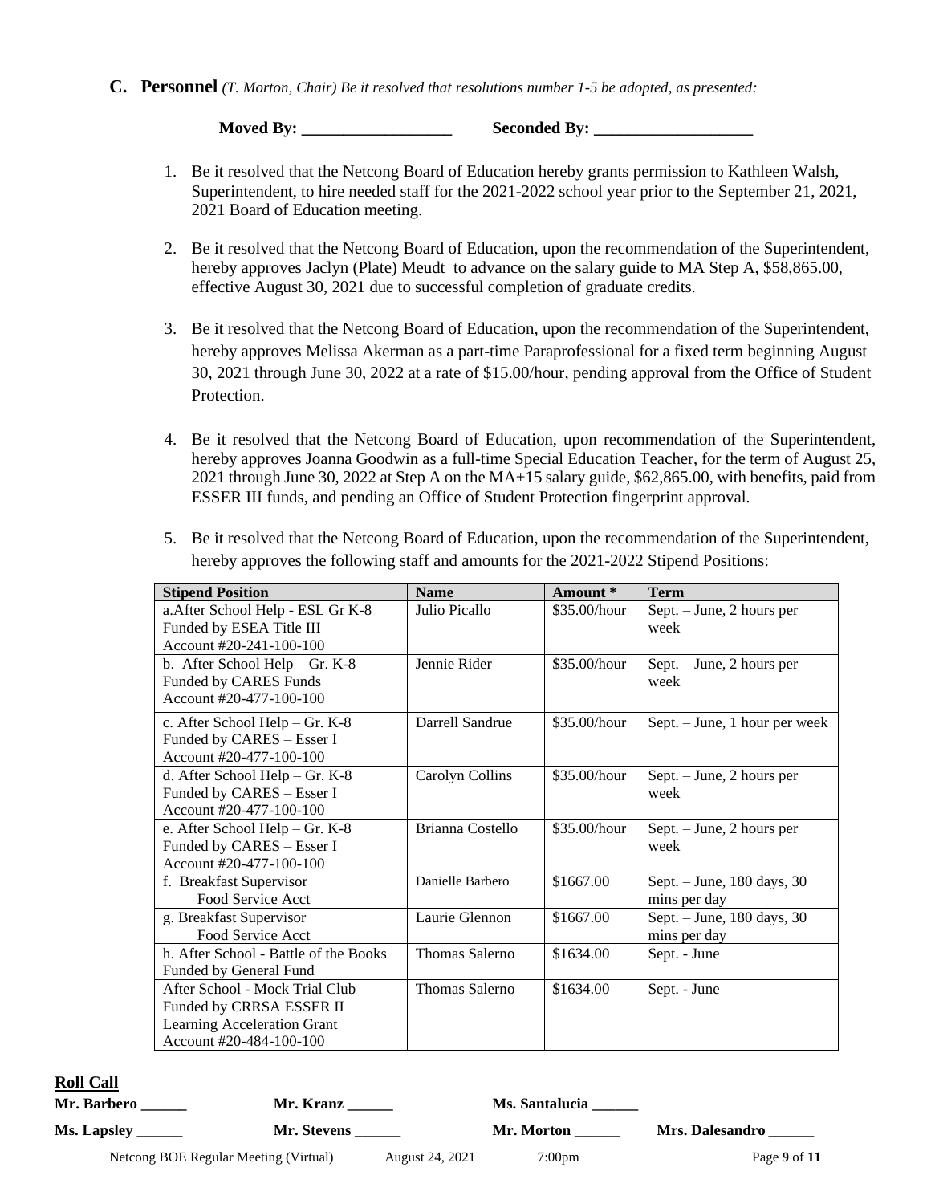**C. Personnel** *(T. Morton, Chair) Be it resolved that resolutions number 1-5 be adopted, as presented:*

**Moved By: __________________ Seconded By: ___________________**

1. Be it resolved that the Netcong Board of Education hereby grants permission to Kathleen Walsh, Superintendent, to hire needed staff for the 2021-2022 school year prior to the September 21, 2021, 2021 Board of Education meeting.

2. Be it resolved that the Netcong Board of Education, upon the recommendation of the Superintendent, hereby approves Jaclyn (Plate) Meudt to advance on the salary guide to MA Step A, $58,865.00, effective August 30, 2021 due to successful completion of graduate credits.

3. Be it resolved that the Netcong Board of Education, upon the recommendation of the Superintendent, hereby approves Melissa Akerman as a part-time Paraprofessional for a fixed term beginning August 30, 2021 through June 30, 2022 at a rate of $15.00/hour, pending approval from the Office of Student Protection.

4. Be it resolved that the Netcong Board of Education, upon recommendation of the Superintendent, hereby approves Joanna Goodwin as a full-time Special Education Teacher, for the term of August 25, 2021 through June 30, 2022 at Step A on the MA+15 salary guide, $62,865.00, with benefits, paid from ESSER III funds, and pending an Office of Student Protection fingerprint approval.

5. Be it resolved that the Netcong Board of Education, upon the recommendation of the Superintendent, hereby approves the following staff and amounts for the 2021-2022 Stipend Positions:

| Stipend Position | Name | Amount * | Term |
|---|---|---|---|
| a.After School Help - ESL Gr K-8 Funded by ESEA Title III Account #20-241-100-100 | Julio Picallo | $35.00/hour | Sept. – June, 2 hours per week |
| b. After School Help – Gr. K-8 Funded by CARES Funds Account #20-477-100-100 | Jennie Rider | $35.00/hour | Sept. – June, 2 hours per week |
| c. After School Help – Gr. K-8 Funded by CARES – Esser I Account #20-477-100-100 | Darrell Sandrue | $35.00/hour | Sept. – June, 1 hour per week |
| d. After School Help – Gr. K-8 Funded by CARES – Esser I Account #20-477-100-100 | Carolyn Collins | $35.00/hour | Sept. – June, 2 hours per week |
| e. After School Help – Gr. K-8 Funded by CARES – Esser I Account #20-477-100-100 | Brianna Costello | $35.00/hour | Sept. – June, 2 hours per week |
| f. Breakfast Supervisor Food Service Acct | Danielle Barbero | $1667.00 | Sept. – June, 180 days, 30 mins per day |
| g. Breakfast Supervisor Food Service Acct | Laurie Glennon | $1667.00 | Sept. – June, 180 days, 30 mins per day |
| h. After School - Battle of the Books Funded by General Fund | Thomas Salerno | $1634.00 | Sept. - June |
| After School - Mock Trial Club Funded by CRRSA ESSER II Learning Acceleration Grant Account #20-484-100-100 | Thomas Salerno | $1634.00 | Sept. - June |

**Roll Call**

**Mr. Barbero ______ Mr. Kranz ______ Ms. Santalucia ______**

**Ms. Lapsley ______ Mr. Stevens ______ Mr. Morton ______ Mrs. Dalesandro ______**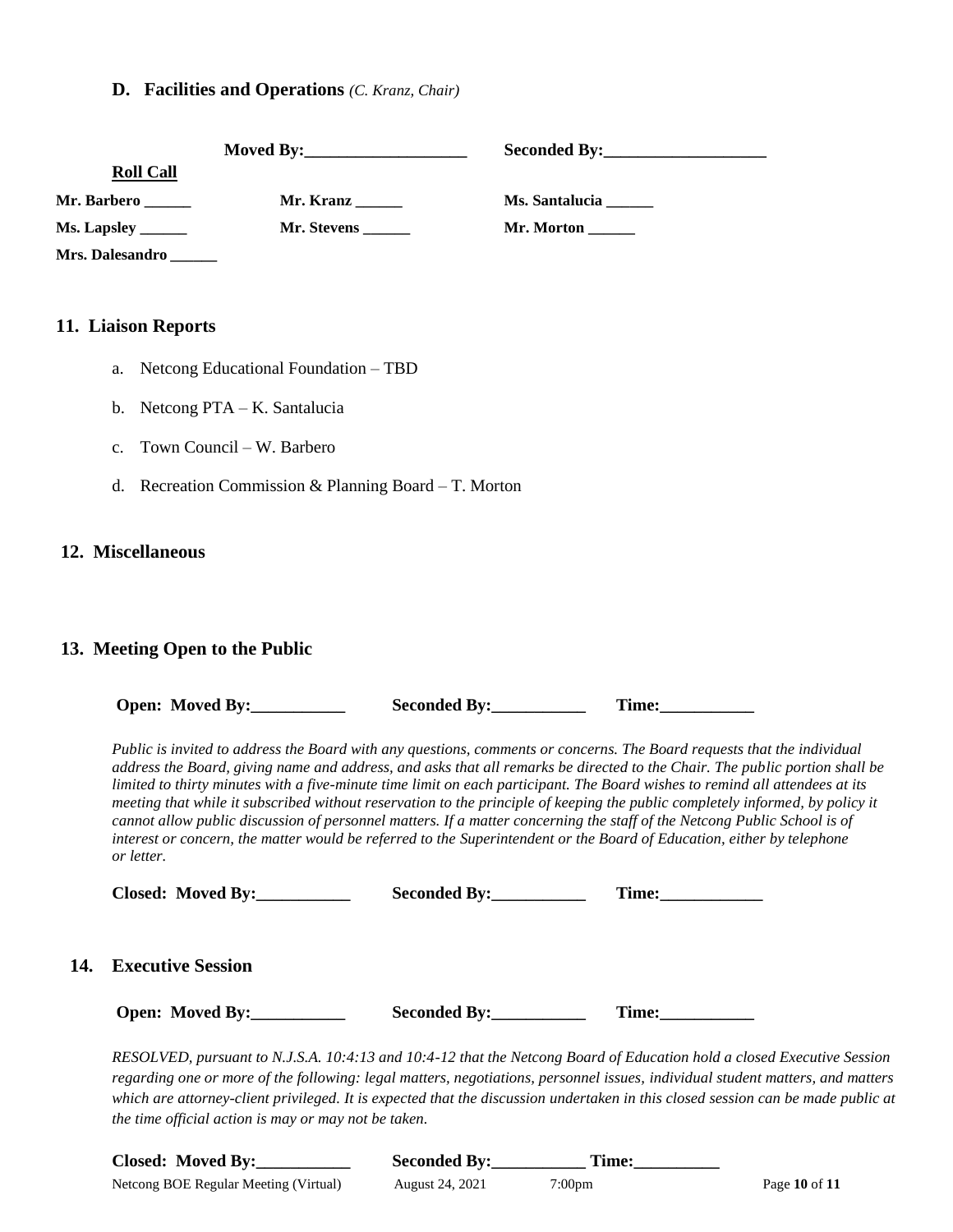### D. Facilities and Operations *(C. Kranz, Chair)*

**Moved By:___________________** **Seconded By:___________________**

**Roll Call**

| | | |
|---|---|---|
| **Mr. Barbero ______** | **Mr. Kranz ______** | **Ms. Santalucia ______** |
| **Ms. Lapsley ______** | **Mr. Stevens ______** | **Mr. Morton ______** |
| **Mrs. Dalesandro ______** | | |

## 11. Liaison Reports

a. Netcong Educational Foundation – TBD

b. Netcong PTA – K. Santalucia

c. Town Council – W. Barbero

d. Recreation Commission & Planning Board – T. Morton

## 12. Miscellaneous

## 13. Meeting Open to the Public

**Open: Moved By:___________** **Seconded By:___________** **Time:___________**

*Public is invited to address the Board with any questions, comments or concerns. The Board requests that the individual address the Board, giving name and address, and asks that all remarks be directed to the Chair. The public portion shall be limited to thirty minutes with a five-minute time limit on each participant. The Board wishes to remind all attendees at its meeting that while it subscribed without reservation to the principle of keeping the public completely informed, by policy it cannot allow public discussion of personnel matters. If a matter concerning the staff of the Netcong Public School is of interest or concern, the matter would be referred to the Superintendent or the Board of Education, either by telephone or letter.*

**Closed: Moved By:___________** **Seconded By:___________** **Time:____________**

## 14. Executive Session

**Open: Moved By:___________** **Seconded By:___________** **Time:___________**

*RESOLVED, pursuant to N.J.S.A. 10:4:13 and 10:4-12 that the Netcong Board of Education hold a closed Executive Session regarding one or more of the following: legal matters, negotiations, personnel issues, individual student matters, and matters which are attorney-client privileged. It is expected that the discussion undertaken in this closed session can be made public at the time official action is may or may not be taken.*

**Closed: Moved By:___________** **Seconded By:___________** **Time:__________**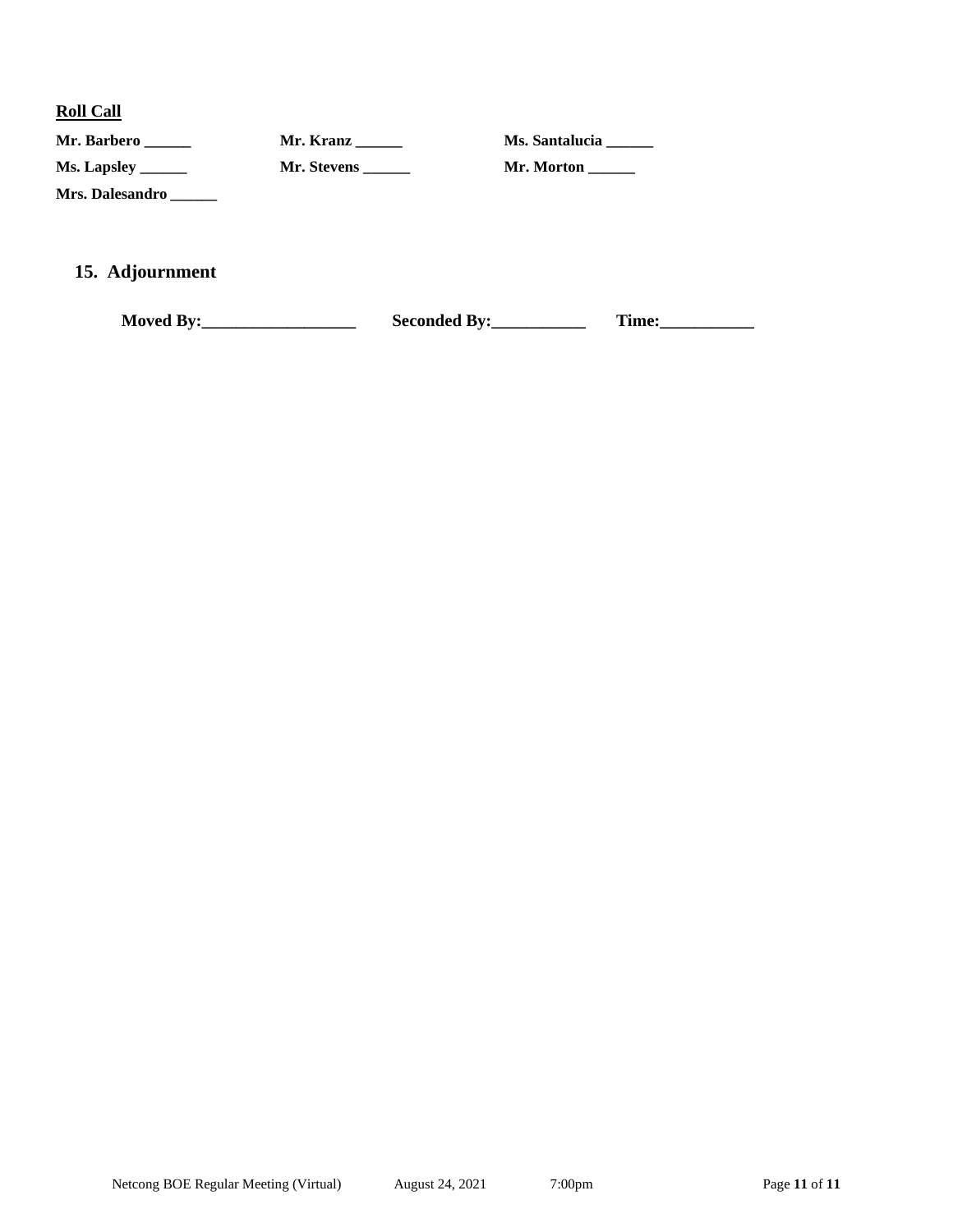**Roll Call**

| | | |
|---|---|---|
| **Mr. Barbero ______** | **Mr. Kranz ______** | **Ms. Santalucia ______** |
| **Ms. Lapsley ______** | **Mr. Stevens ______** | **Mr. Morton ______** |
| **Mrs. Dalesandro ______** | | |

## 15. Adjournment

**Moved By:__________________** **Seconded By:___________** **Time:___________**